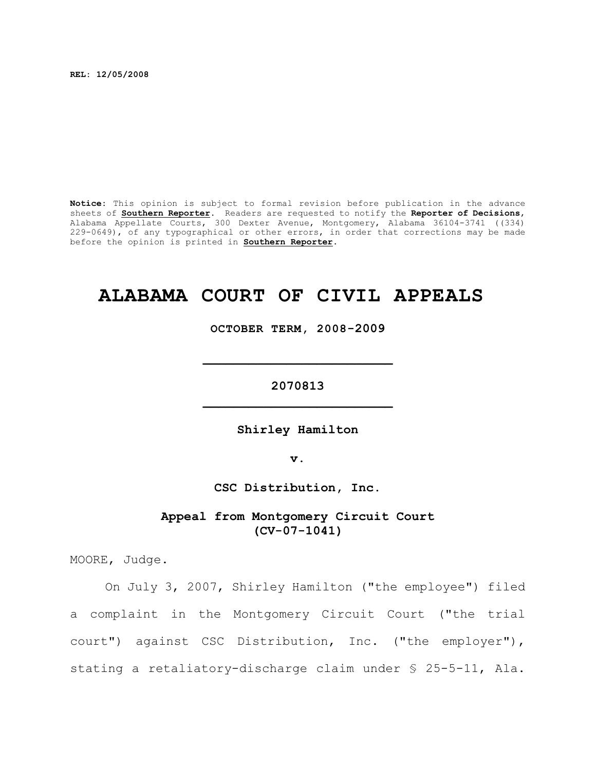**REL: 12/05/2008**

**Notice:** This opinion is subject to formal revision before publication in the advance sheets of **Southern Reporter**. Readers are requested to notify the **Reporter of Decisions**, Alabama Appellate Courts, 300 Dexter Avenue, Montgomery, Alabama 36104-3741 ((334) 229-0649), of any typographical or other errors, in order that corrections may be made before the opinion is printed in **Southern Reporter**.

# ALABAMA COURT OF CIVIL APPEALS

**OCTOBER TERM, 2008-2009**

**2070813**

**Shirley Hamilton**

**v.**

**CSC Distribution, Inc.**

**Appeal from Montgomery Circuit Court (CV-07-1041)**

MOORE, Judge.

On July 3, 2007, Shirley Hamilton ("the employee") filed a complaint in the Montgomery Circuit Court ("the trial court") against CSC Distribution, Inc. ("the employer"), stating a retaliatory-discharge claim under § 25-5-11, Ala.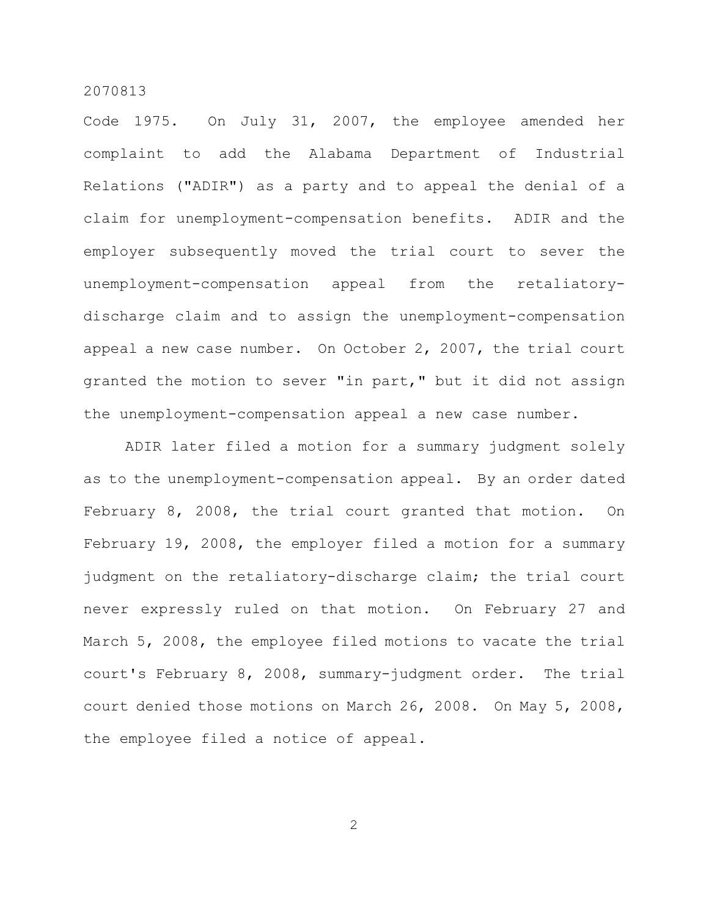Code 1975. On July 31, 2007, the employee amended her complaint to add the Alabama Department of Industrial Relations ("ADIR") as a party and to appeal the denial of a claim for unemployment-compensation benefits. ADIR and the employer subsequently moved the trial court to sever the unemployment-compensation appeal from the retaliatory-discharge claim and to assign the unemployment-compensation appeal a new case number. On October 2, 2007, the trial court granted the motion to sever "in part," but it did not assign the unemployment-compensation appeal a new case number.

ADIR later filed a motion for a summary judgment solely as to the unemployment-compensation appeal. By an order dated February 8, 2008, the trial court granted that motion. On February 19, 2008, the employer filed a motion for a summary judgment on the retaliatory-discharge claim; the trial court never expressly ruled on that motion. On February 27 and March 5, 2008, the employee filed motions to vacate the trial court's February 8, 2008, summary-judgment order. The trial court denied those motions on March 26, 2008. On May 5, 2008, the employee filed a notice of appeal.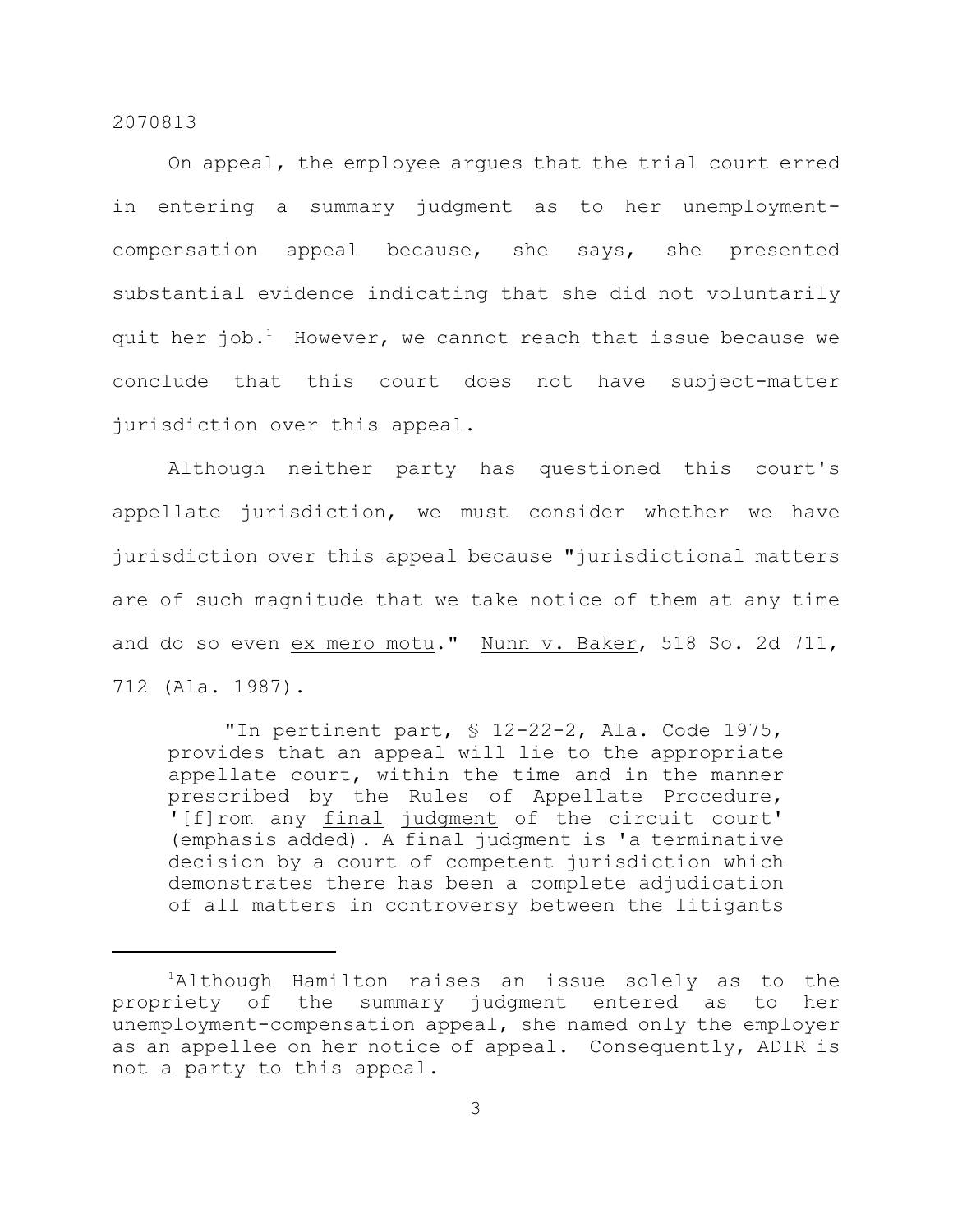On appeal, the employee argues that the trial court erred in entering a summary judgment as to her unemployment-compensation appeal because, she says, she presented substantial evidence indicating that she did not voluntarily quit her job.[1] However, we cannot reach that issue because we conclude that this court does not have subject-matter jurisdiction over this appeal.

Although neither party has questioned this court's appellate jurisdiction, we must consider whether we have jurisdiction over this appeal because "jurisdictional matters are of such magnitude that we take notice of them at any time and do so even ex mero motu." Nunn v. Baker, 518 So. 2d 711, 712 (Ala. 1987).

> "In pertinent part, § 12-22-2, Ala. Code 1975, provides that an appeal will lie to the appropriate appellate court, within the time and in the manner prescribed by the Rules of Appellate Procedure, '[f]rom any final judgment of the circuit court' (emphasis added). A final judgment is 'a terminative decision by a court of competent jurisdiction which demonstrates there has been a complete adjudication of all matters in controversy between the litigants

---

[1] Although Hamilton raises an issue solely as to the propriety of the summary judgment entered as to her unemployment-compensation appeal, she named only the employer as an appellee on her notice of appeal. Consequently, ADIR is not a party to this appeal.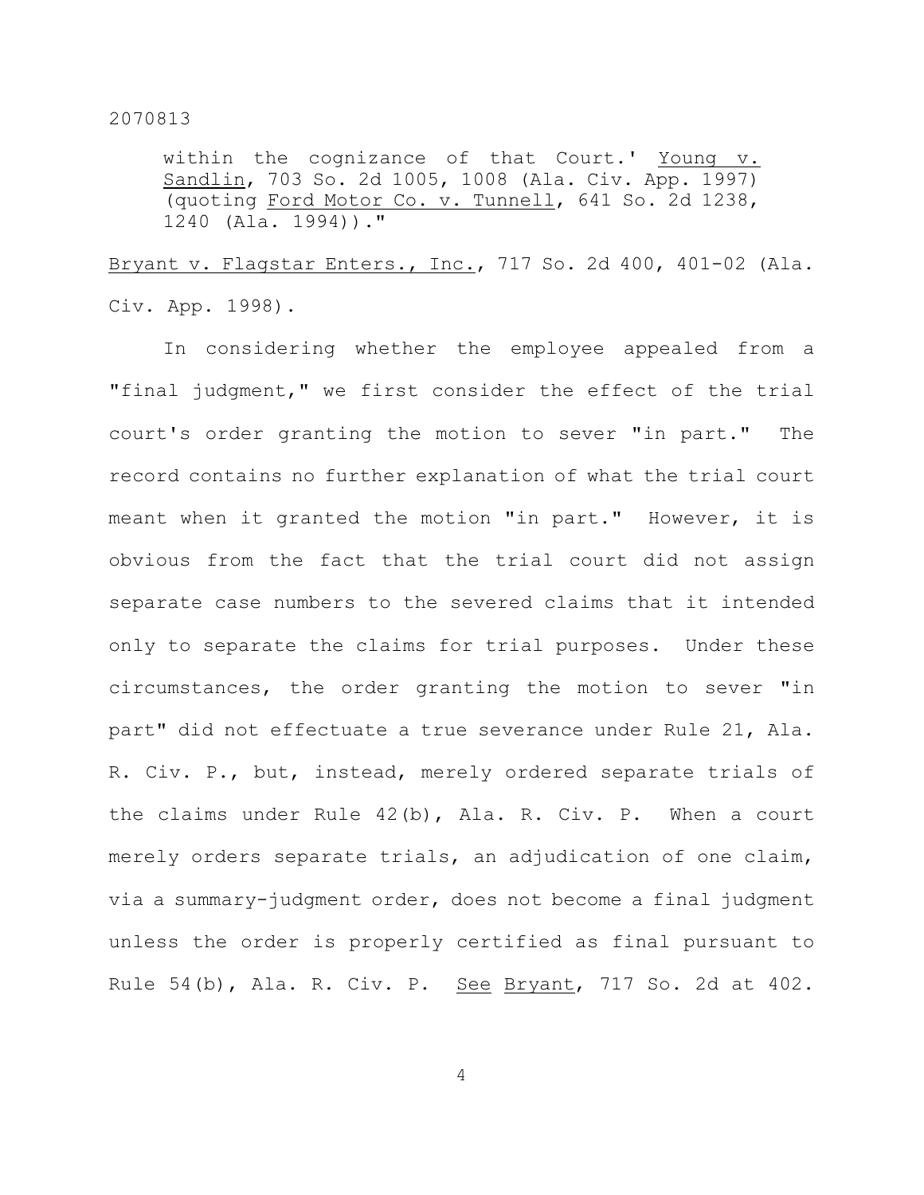> within the cognizance of that Court.' Young v. Sandlin, 703 So. 2d 1005, 1008 (Ala. Civ. App. 1997) (quoting Ford Motor Co. v. Tunnell, 641 So. 2d 1238, 1240 (Ala. 1994))."

Bryant v. Flagstar Enters., Inc., 717 So. 2d 400, 401-02 (Ala. Civ. App. 1998).

In considering whether the employee appealed from a "final judgment," we first consider the effect of the trial court's order granting the motion to sever "in part." The record contains no further explanation of what the trial court meant when it granted the motion "in part." However, it is obvious from the fact that the trial court did not assign separate case numbers to the severed claims that it intended only to separate the claims for trial purposes. Under these circumstances, the order granting the motion to sever "in part" did not effectuate a true severance under Rule 21, Ala. R. Civ. P., but, instead, merely ordered separate trials of the claims under Rule 42(b), Ala. R. Civ. P. When a court merely orders separate trials, an adjudication of one claim, via a summary-judgment order, does not become a final judgment unless the order is properly certified as final pursuant to Rule 54(b), Ala. R. Civ. P. See Bryant, 717 So. 2d at 402.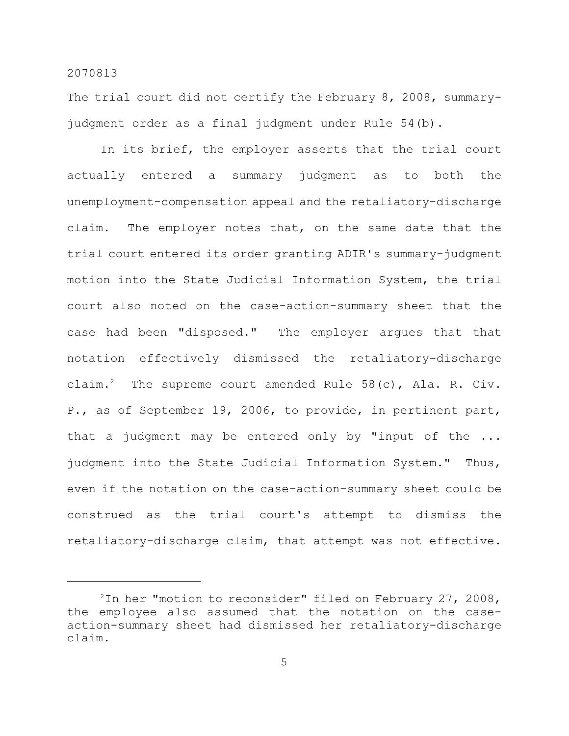The trial court did not certify the February 8, 2008, summary-judgment order as a final judgment under Rule 54(b).

In its brief, the employer asserts that the trial court actually entered a summary judgment as to both the unemployment-compensation appeal and the retaliatory-discharge claim. The employer notes that, on the same date that the trial court entered its order granting ADIR's summary-judgment motion into the State Judicial Information System, the trial court also noted on the case-action-summary sheet that the case had been "disposed." The employer argues that that notation effectively dismissed the retaliatory-discharge claim.[2] The supreme court amended Rule 58(c), Ala. R. Civ. P., as of September 19, 2006, to provide, in pertinent part, that a judgment may be entered only by "input of the ... judgment into the State Judicial Information System." Thus, even if the notation on the case-action-summary sheet could be construed as the trial court's attempt to dismiss the retaliatory-discharge claim, that attempt was not effective.

---

[2] In her "motion to reconsider" filed on February 27, 2008, the employee also assumed that the notation on the case-action-summary sheet had dismissed her retaliatory-discharge claim.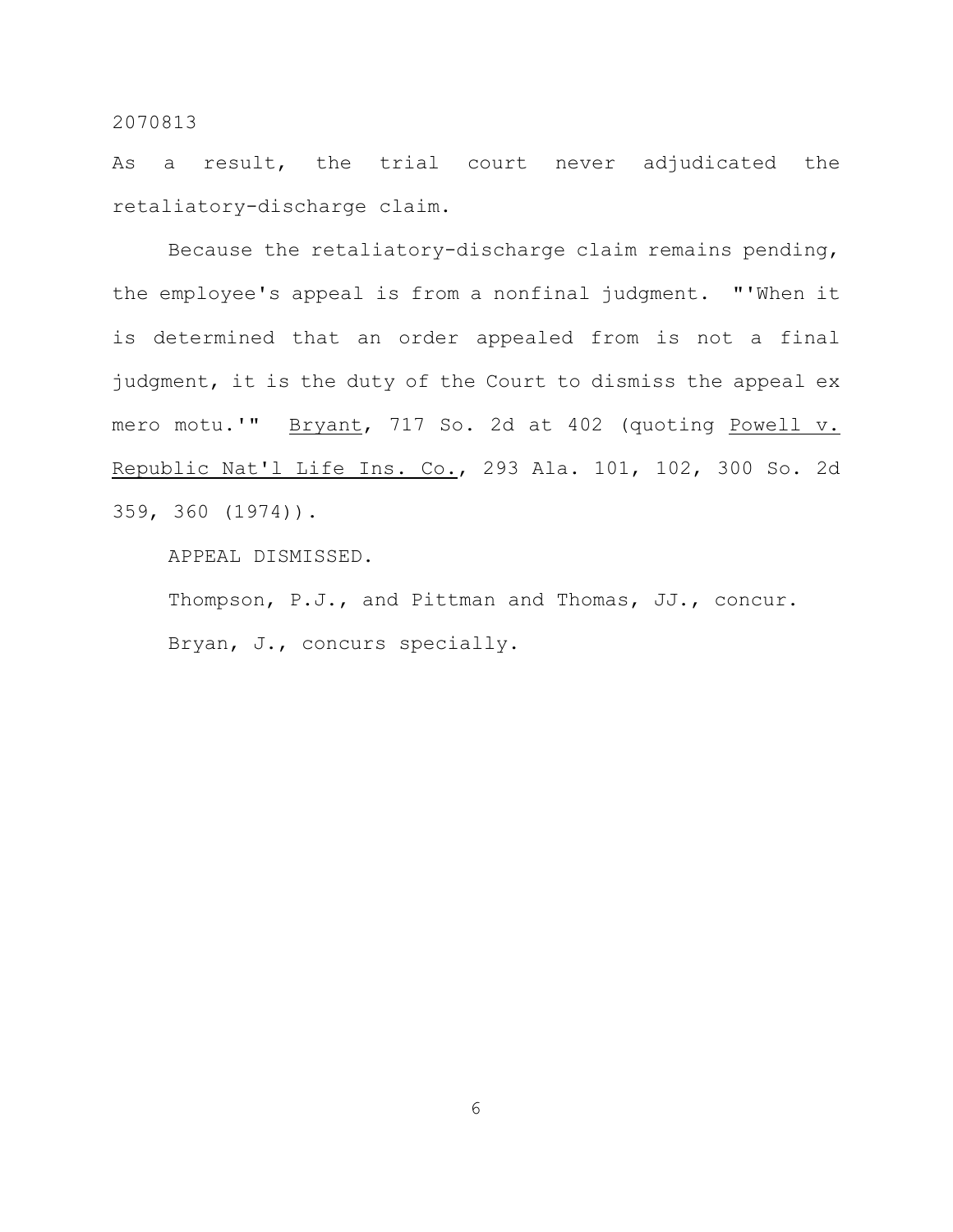As a result, the trial court never adjudicated the retaliatory-discharge claim.

Because the retaliatory-discharge claim remains pending, the employee's appeal is from a nonfinal judgment. "'When it is determined that an order appealed from is not a final judgment, it is the duty of the Court to dismiss the appeal ex mero motu.'" Bryant, 717 So. 2d at 402 (quoting Powell v. Republic Nat'l Life Ins. Co., 293 Ala. 101, 102, 300 So. 2d 359, 360 (1974)).

APPEAL DISMISSED.

Thompson, P.J., and Pittman and Thomas, JJ., concur.

Bryan, J., concurs specially.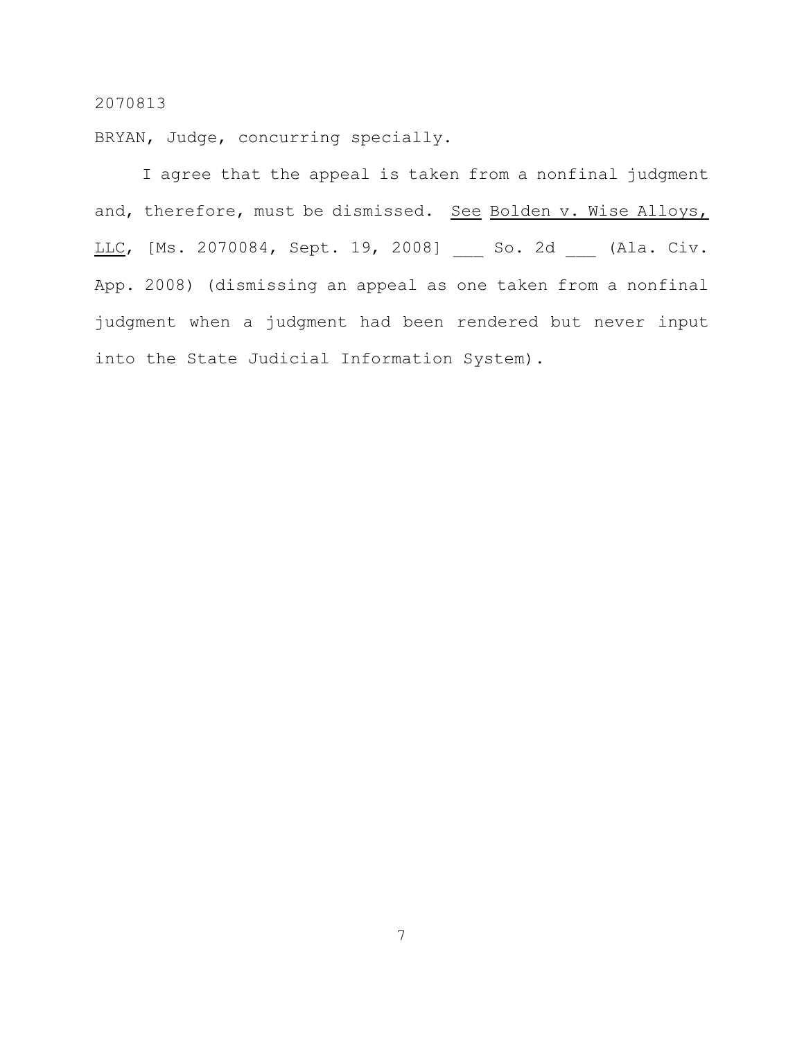2070813

BRYAN, Judge, concurring specially.

I agree that the appeal is taken from a nonfinal judgment and, therefore, must be dismissed. _See_ _Bolden v. Wise Alloys, LLC_, [Ms. 2070084, Sept. 19, 2008] ___ So. 2d ___ (Ala. Civ. App. 2008) (dismissing an appeal as one taken from a nonfinal judgment when a judgment had been rendered but never input into the State Judicial Information System).